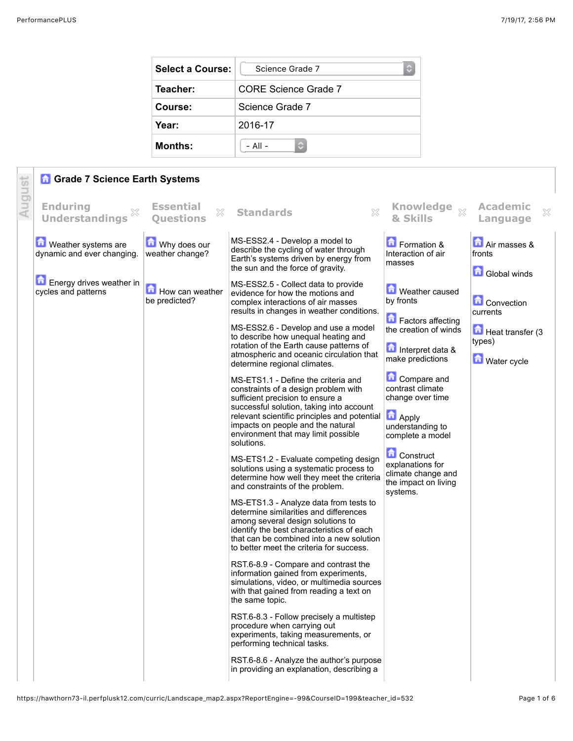| Select a Course: | Science Grade 7 |
|---|---|
| Teacher: | CORE Science Grade 7 |
| Course: | Science Grade 7 |
| Year: | 2016-17 |
| Months: | - All - |

August

## Grade 7 Science Earth Systems

| Enduring Understandings | Essential Questions | Standards | Knowledge & Skills | Academic Language |
|---|---|---|---|---|
| Weather systems are dynamic and ever changing.<br><br>Energy drives weather in cycles and patterns | Why does our weather change?<br><br>How can weather be predicted? | MS-ESS2.4 - Develop a model to describe the cycling of water through Earth's systems driven by energy from the sun and the force of gravity.<br><br>MS-ESS2.5 - Collect data to provide evidence for how the motions and complex interactions of air masses results in changes in weather conditions.<br><br>MS-ESS2.6 - Develop and use a model to describe how unequal heating and rotation of the Earth cause patterns of atmospheric and oceanic circulation that determine regional climates.<br><br>MS-ETS1.1 - Define the criteria and constraints of a design problem with sufficient precision to ensure a successful solution, taking into account relevant scientific principles and potential impacts on people and the natural environment that may limit possible solutions.<br><br>MS-ETS1.2 - Evaluate competing design solutions using a systematic process to determine how well they meet the criteria and constraints of the problem.<br><br>MS-ETS1.3 - Analyze data from tests to determine similarities and differences among several design solutions to identify the best characteristics of each that can be combined into a new solution to better meet the criteria for success.<br><br>RST.6-8.9 - Compare and contrast the information gained from experiments, simulations, video, or multimedia sources with that gained from reading a text on the same topic.<br><br>RST.6-8.3 - Follow precisely a multistep procedure when carrying out experiments, taking measurements, or performing technical tasks.<br><br>RST.6-8.6 - Analyze the author's purpose in providing an explanation, describing a | Formation & Interaction of air masses<br><br>Weather caused by fronts<br><br>Factors affecting the creation of winds<br><br>Interpret data & make predictions<br><br>Compare and contrast climate change over time<br><br>Apply understanding to complete a model<br><br>Construct explanations for climate change and the impact on living systems. | Air masses & fronts<br><br>Global winds<br><br>Convection currents<br><br>Heat transfer (3 types)<br><br>Water cycle |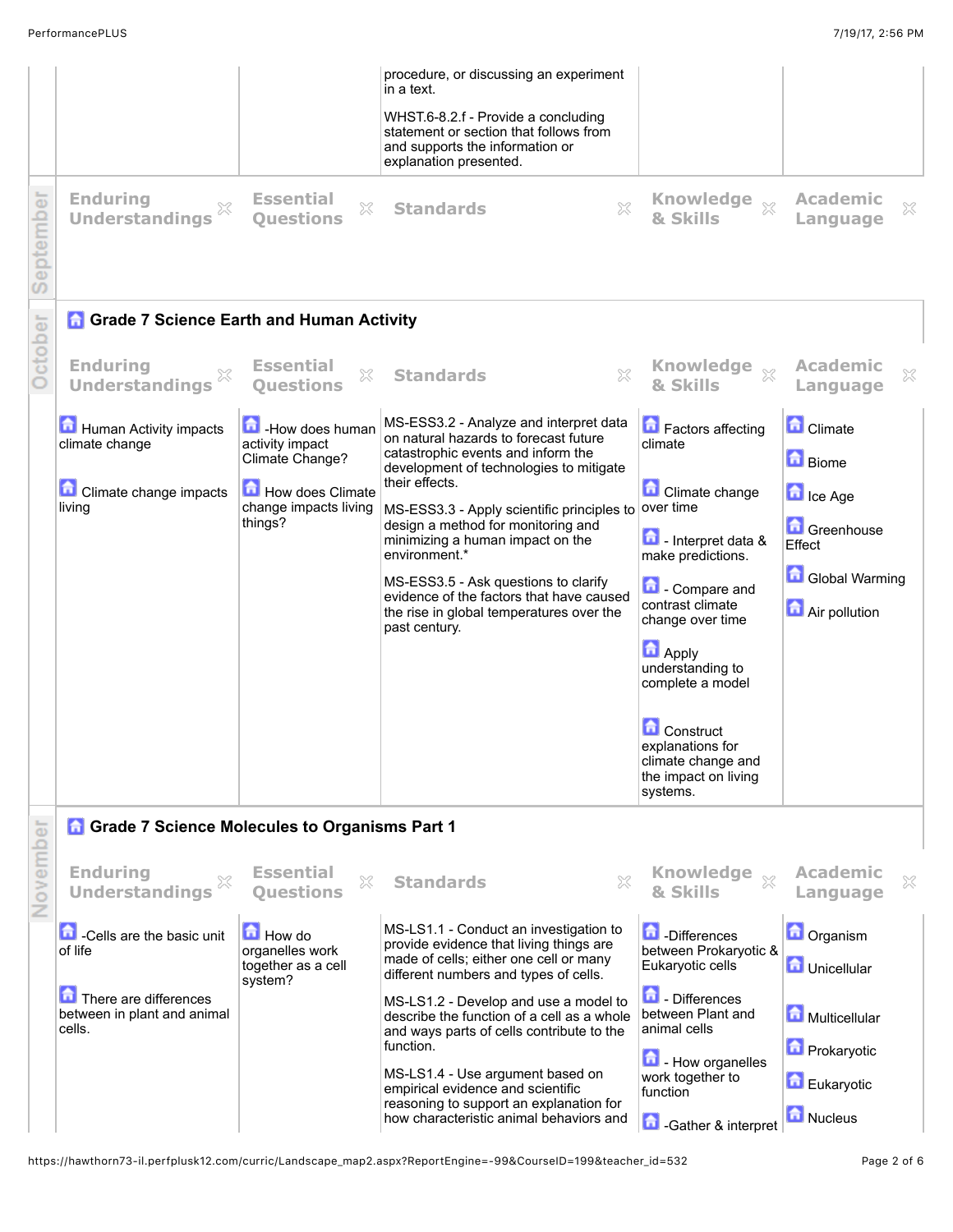| | | | | |
|---|---|---|---|---|
| | | procedure, or discussing an experiment in a text.<br><br>WHST.6-8.2.f - Provide a concluding statement or section that follows from and supports the information or explanation presented. | | |

**September**

| Enduring Understandings | Essential Questions | Standards | Knowledge & Skills | Academic Language |
|---|---|---|---|---|
| | | | | |

**October**

## Grade 7 Science Earth and Human Activity

| Enduring Understandings | Essential Questions | Standards | Knowledge & Skills | Academic Language |
|---|---|---|---|---|
| Human Activity impacts climate change<br><br>Climate change impacts living | -How does human activity impact Climate Change?<br><br>How does Climate change impacts living things? | MS-ESS3.2 - Analyze and interpret data on natural hazards to forecast future catastrophic events and inform the development of technologies to mitigate their effects.<br><br>MS-ESS3.3 - Apply scientific principles to design a method for monitoring and minimizing a human impact on the environment.*<br><br>MS-ESS3.5 - Ask questions to clarify evidence of the factors that have caused the rise in global temperatures over the past century. | Factors affecting climate<br><br>Climate change over time<br><br>- Interpret data & make predictions.<br><br>- Compare and contrast climate change over time<br><br>Apply understanding to complete a model<br><br>Construct explanations for climate change and the impact on living systems. | Climate<br><br>Biome<br><br>Ice Age<br><br>Greenhouse Effect<br><br>Global Warming<br><br>Air pollution |

**November**

## Grade 7 Science Molecules to Organisms Part 1

| Enduring Understandings | Essential Questions | Standards | Knowledge & Skills | Academic Language |
|---|---|---|---|---|
| -Cells are the basic unit of life<br><br>There are differences between in plant and animal cells. | How do organelles work together as a cell system? | MS-LS1.1 - Conduct an investigation to provide evidence that living things are made of cells; either one cell or many different numbers and types of cells.<br><br>MS-LS1.2 - Develop and use a model to describe the function of a cell as a whole and ways parts of cells contribute to the function.<br><br>MS-LS1.4 - Use argument based on empirical evidence and scientific reasoning to support an explanation for how characteristic animal behaviors and | -Differences between Prokaryotic & Eukaryotic cells<br><br>- Differences between Plant and animal cells<br><br>- How organelles work together to function<br><br>-Gather & interpret | Organism<br><br>Unicellular<br><br>Multicellular<br><br>Prokaryotic<br><br>Eukaryotic<br><br>Nucleus |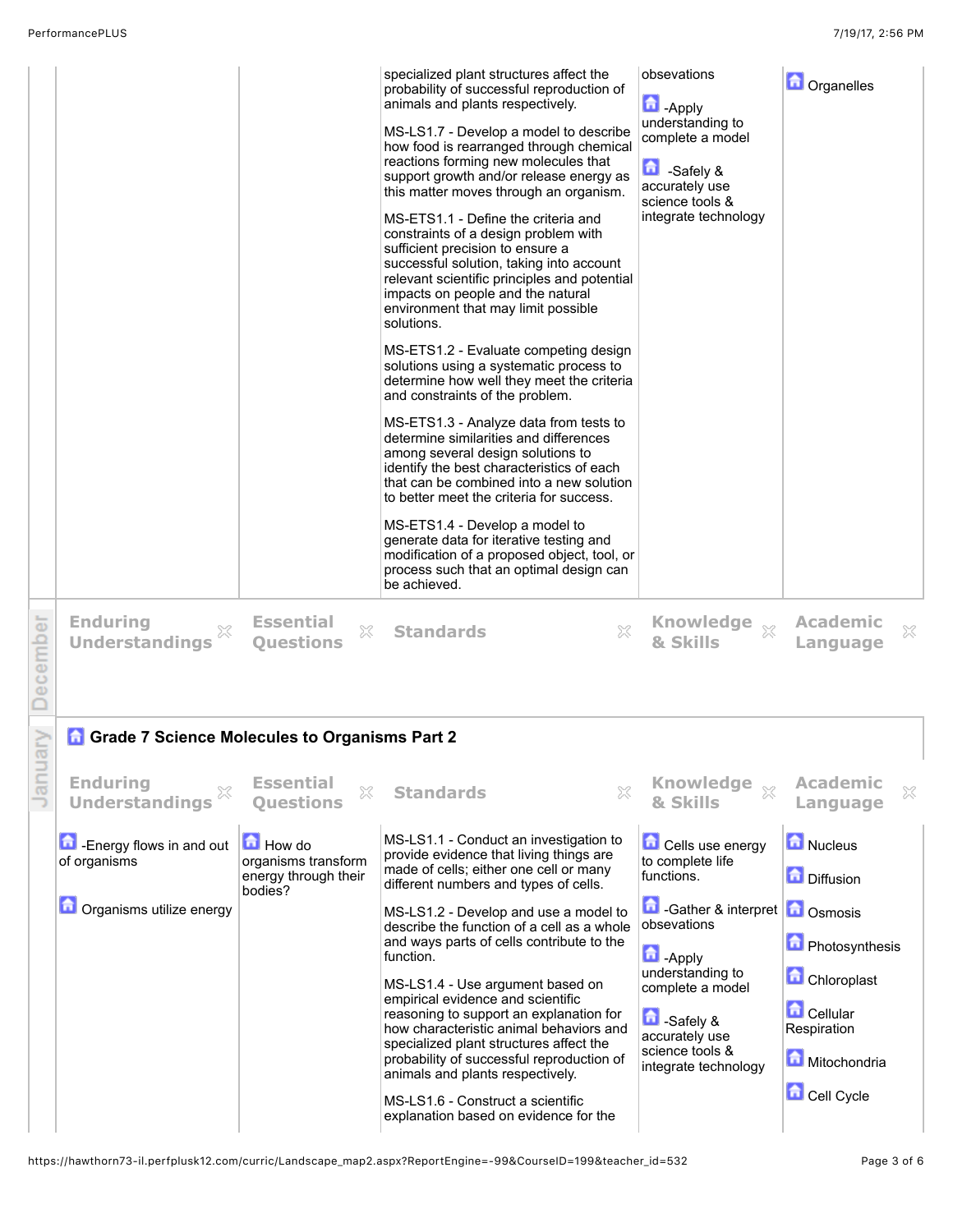| Enduring Understandings | Essential Questions | Standards | Knowledge & Skills | Academic Language |
|---|---|---|---|---|
| | | specialized plant structures affect the probability of successful reproduction of animals and plants respectively.<br><br>MS-LS1.7 - Develop a model to describe how food is rearranged through chemical reactions forming new molecules that support growth and/or release energy as this matter moves through an organism.<br><br>MS-ETS1.1 - Define the criteria and constraints of a design problem with sufficient precision to ensure a successful solution, taking into account relevant scientific principles and potential impacts on people and the natural environment that may limit possible solutions.<br><br>MS-ETS1.2 - Evaluate competing design solutions using a systematic process to determine how well they meet the criteria and constraints of the problem.<br><br>MS-ETS1.3 - Analyze data from tests to determine similarities and differences among several design solutions to identify the best characteristics of each that can be combined into a new solution to better meet the criteria for success.<br><br>MS-ETS1.4 - Develop a model to generate data for iterative testing and modification of a proposed object, tool, or process such that an optimal design can be achieved. | obsevations<br><br>-Apply understanding to complete a model<br><br>-Safely & accurately use science tools & integrate technology | Organelles |

## December

| Enduring Understandings | Essential Questions | Standards | Knowledge & Skills | Academic Language |
|---|---|---|---|---|
| | | | | |

## January

### Grade 7 Science Molecules to Organisms Part 2

| Enduring Understandings | Essential Questions | Standards | Knowledge & Skills | Academic Language |
|---|---|---|---|---|
| -Energy flows in and out of organisms<br><br>Organisms utilize energy | How do organisms transform energy through their bodies? | MS-LS1.1 - Conduct an investigation to provide evidence that living things are made of cells; either one cell or many different numbers and types of cells.<br><br>MS-LS1.2 - Develop and use a model to describe the function of a cell as a whole and ways parts of cells contribute to the function.<br><br>MS-LS1.4 - Use argument based on empirical evidence and scientific reasoning to support an explanation for how characteristic animal behaviors and specialized plant structures affect the probability of successful reproduction of animals and plants respectively.<br><br>MS-LS1.6 - Construct a scientific explanation based on evidence for the | Cells use energy to complete life functions.<br><br>-Gather & interpret obsevations<br><br>-Apply understanding to complete a model<br><br>-Safely & accurately use science tools & integrate technology | Nucleus<br><br>Diffusion<br><br>Osmosis<br><br>Photosynthesis<br><br>Chloroplast<br><br>Cellular Respiration<br><br>Mitochondria<br><br>Cell Cycle |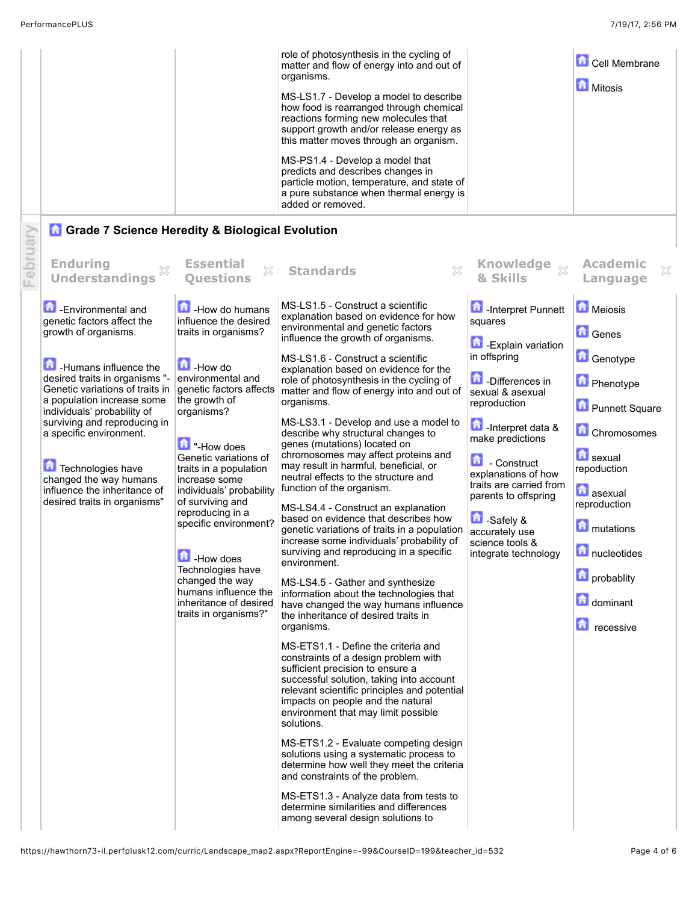| | | | | |
|---|---|---|---|---|
| | | role of photosynthesis in the cycling of matter and flow of energy into and out of organisms.<br><br>MS-LS1.7 - Develop a model to describe how food is rearranged through chemical reactions forming new molecules that support growth and/or release energy as this matter moves through an organism.<br><br>MS-PS1.4 - Develop a model that predicts and describes changes in particle motion, temperature, and state of a pure substance when thermal energy is added or removed. | | Cell Membrane<br><br>Mitosis |

February

## Grade 7 Science Heredity & Biological Evolution

| Enduring Understandings | Essential Questions | Standards | Knowledge & Skills | Academic Language |
|---|---|---|---|---|
| -Environmental and genetic factors affect the growth of organisms.<br><br>-Humans influence the desired traits in organisms "-Genetic variations of traits in a population increase some individuals' probability of surviving and reproducing in a specific environment.<br><br>Technologies have changed the way humans influence the inheritance of desired traits in organisms" | -How do humans influence the desired traits in organisms?<br><br>-How do environmental and genetic factors affects the growth of organisms?<br><br>"-How does Genetic variations of traits in a population increase some individuals' probability of surviving and reproducing in a specific environment?<br><br>-How does Technologies have changed the way humans influence the inheritance of desired traits in organisms?" | MS-LS1.5 - Construct a scientific explanation based on evidence for how environmental and genetic factors influence the growth of organisms.<br><br>MS-LS1.6 - Construct a scientific explanation based on evidence for the role of photosynthesis in the cycling of matter and flow of energy into and out of organisms.<br><br>MS-LS3.1 - Develop and use a model to describe why structural changes to genes (mutations) located on chromosomes may affect proteins and may result in harmful, beneficial, or neutral effects to the structure and function of the organism.<br><br>MS-LS4.4 - Construct an explanation based on evidence that describes how genetic variations of traits in a population increase some individuals' probability of surviving and reproducing in a specific environment.<br><br>MS-LS4.5 - Gather and synthesize information about the technologies that have changed the way humans influence the inheritance of desired traits in organisms.<br><br>MS-ETS1.1 - Define the criteria and constraints of a design problem with sufficient precision to ensure a successful solution, taking into account relevant scientific principles and potential impacts on people and the natural environment that may limit possible solutions.<br><br>MS-ETS1.2 - Evaluate competing design solutions using a systematic process to determine how well they meet the criteria and constraints of the problem.<br><br>MS-ETS1.3 - Analyze data from tests to determine similarities and differences among several design solutions to | -Interpret Punnett squares<br><br>-Explain variation in offspring<br><br>-Differences in sexual & asexual reproduction<br><br>-Interpret data & make predictions<br><br>- Construct explanations of how traits are carried from parents to offspring<br><br>-Safely & accurately use science tools & integrate technology | Meiosis<br><br>Genes<br><br>Genotype<br><br>Phenotype<br><br>Punnett Square<br><br>Chromosomes<br><br>sexual repoduction<br><br>asexual reproduction<br><br>mutations<br><br>nucleotides<br><br>probablity<br><br>dominant<br><br>recessive |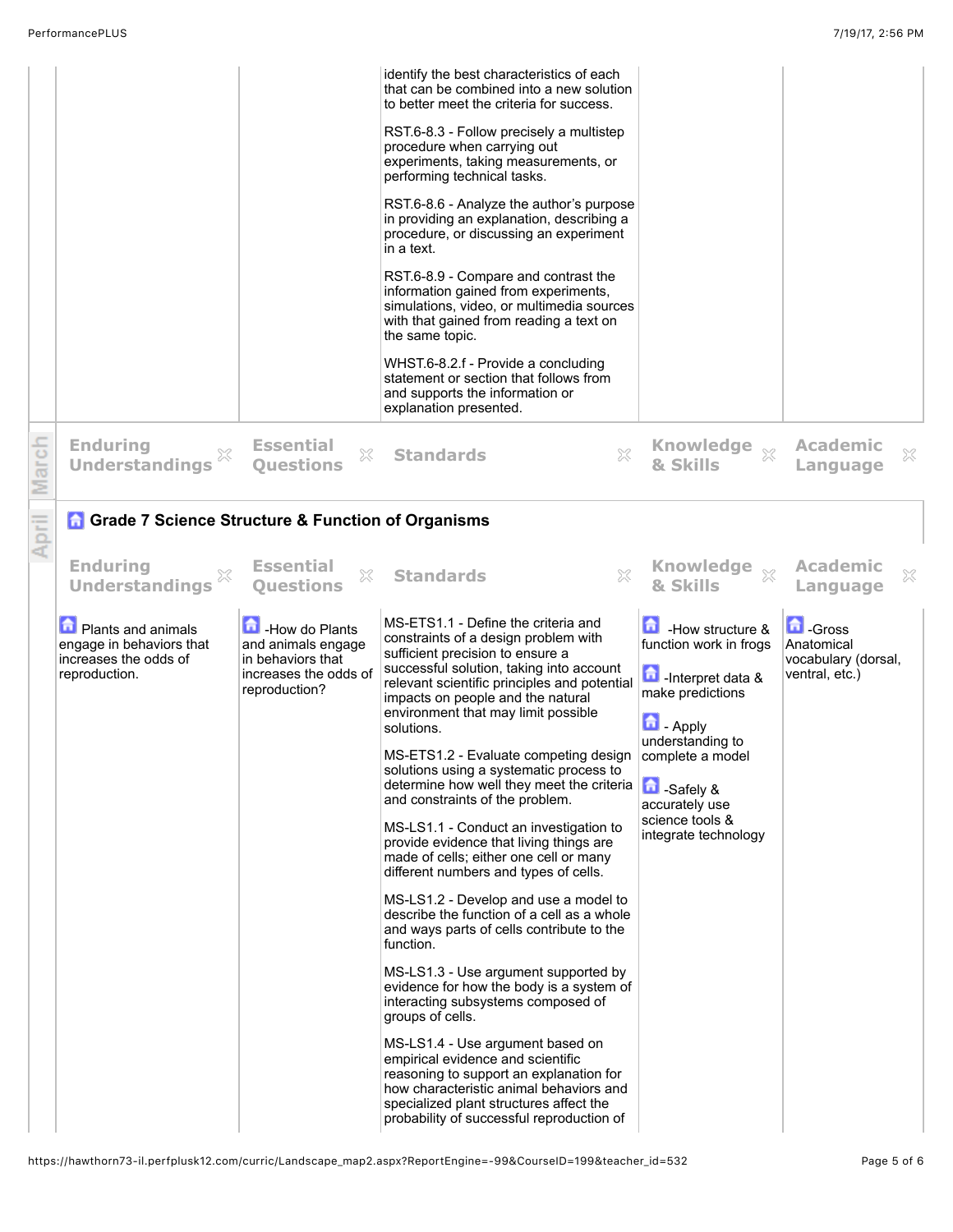| | | | | |
|---|---|---|---|---|
| | | identify the best characteristics of each that can be combined into a new solution to better meet the criteria for success.<br><br>RST.6-8.3 - Follow precisely a multistep procedure when carrying out experiments, taking measurements, or performing technical tasks.<br><br>RST.6-8.6 - Analyze the author's purpose in providing an explanation, describing a procedure, or discussing an experiment in a text.<br><br>RST.6-8.9 - Compare and contrast the information gained from experiments, simulations, video, or multimedia sources with that gained from reading a text on the same topic.<br><br>WHST.6-8.2.f - Provide a concluding statement or section that follows from and supports the information or explanation presented. | | |

**March**

| Enduring Understandings | Essential Questions | Standards | Knowledge & Skills | Academic Language |
|---|---|---|---|---|

**April**

## Grade 7 Science Structure & Function of Organisms

| Enduring Understandings | Essential Questions | Standards | Knowledge & Skills | Academic Language |
|---|---|---|---|---|
| Plants and animals engage in behaviors that increases the odds of reproduction. | -How do Plants and animals engage in behaviors that increases the odds of reproduction? | MS-ETS1.1 - Define the criteria and constraints of a design problem with sufficient precision to ensure a successful solution, taking into account relevant scientific principles and potential impacts on people and the natural environment that may limit possible solutions.<br><br>MS-ETS1.2 - Evaluate competing design solutions using a systematic process to determine how well they meet the criteria and constraints of the problem.<br><br>MS-LS1.1 - Conduct an investigation to provide evidence that living things are made of cells; either one cell or many different numbers and types of cells.<br><br>MS-LS1.2 - Develop and use a model to describe the function of a cell as a whole and ways parts of cells contribute to the function.<br><br>MS-LS1.3 - Use argument supported by evidence for how the body is a system of interacting subsystems composed of groups of cells.<br><br>MS-LS1.4 - Use argument based on empirical evidence and scientific reasoning to support an explanation for how characteristic animal behaviors and specialized plant structures affect the probability of successful reproduction of | -How structure & function work in frogs<br><br>-Interpret data & make predictions<br><br>- Apply understanding to complete a model<br><br>-Safely & accurately use science tools & integrate technology | -Gross Anatomical vocabulary (dorsal, ventral, etc.) |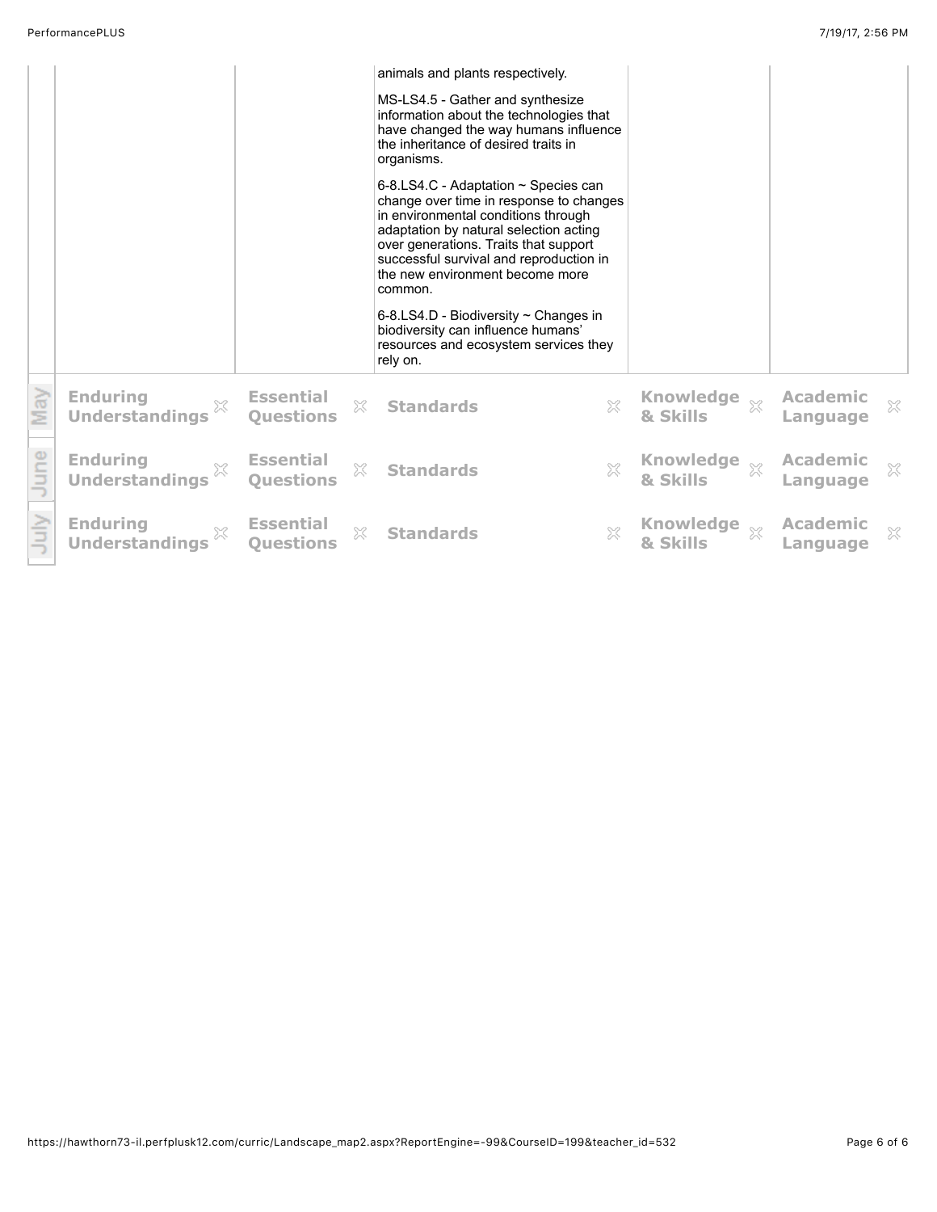| | | | | | |
|---|---|---|---|---|---|
| | | | animals and plants respectively.<br><br>MS-LS4.5 - Gather and synthesize information about the technologies that have changed the way humans influence the inheritance of desired traits in organisms.<br><br>6-8.LS4.C - Adaptation ~ Species can change over time in response to changes in environmental conditions through adaptation by natural selection acting over generations. Traits that support successful survival and reproduction in the new environment become more common.<br><br>6-8.LS4.D - Biodiversity ~ Changes in biodiversity can influence humans' resources and ecosystem services they rely on. | | |
| May | **Enduring Understandings** | **Essential Questions** | **Standards** | **Knowledge & Skills** | **Academic Language** |
| June | **Enduring Understandings** | **Essential Questions** | **Standards** | **Knowledge & Skills** | **Academic Language** |
| July | **Enduring Understandings** | **Essential Questions** | **Standards** | **Knowledge & Skills** | **Academic Language** |